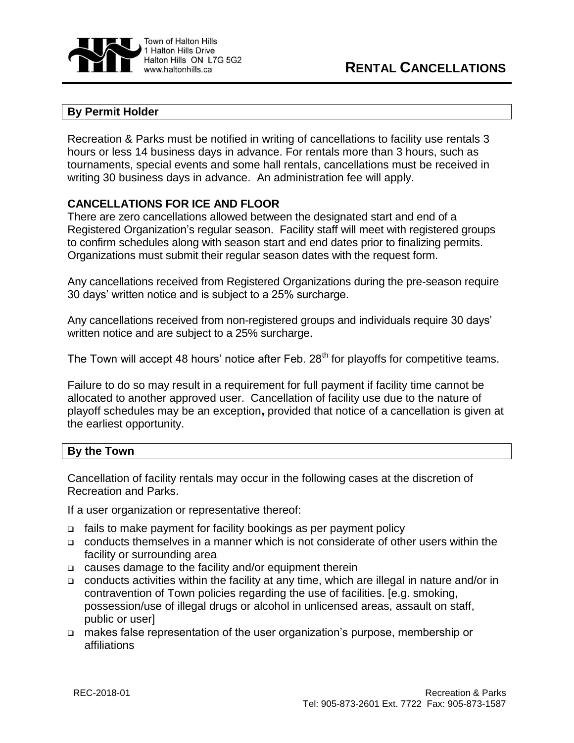Town of Halton Hills
1 Halton Hills Drive
Halton Hills ON L7G 5G2
www.haltonhills.ca

# RENTAL CANCELLATIONS

## By Permit Holder

Recreation & Parks must be notified in writing of cancellations to facility use rentals 3 hours or less 14 business days in advance. For rentals more than 3 hours, such as tournaments, special events and some hall rentals, cancellations must be received in writing 30 business days in advance. An administration fee will apply.

### CANCELLATIONS FOR ICE AND FLOOR

There are zero cancellations allowed between the designated start and end of a Registered Organization's regular season. Facility staff will meet with registered groups to confirm schedules along with season start and end dates prior to finalizing permits. Organizations must submit their regular season dates with the request form.

Any cancellations received from Registered Organizations during the pre-season require 30 days' written notice and is subject to a 25% surcharge.

Any cancellations received from non-registered groups and individuals require 30 days' written notice and are subject to a 25% surcharge.

The Town will accept 48 hours' notice after Feb. 28th for playoffs for competitive teams.

Failure to do so may result in a requirement for full payment if facility time cannot be allocated to another approved user. Cancellation of facility use due to the nature of playoff schedules may be an exception**,** provided that notice of a cancellation is given at the earliest opportunity.

## By the Town

Cancellation of facility rentals may occur in the following cases at the discretion of Recreation and Parks.

If a user organization or representative thereof:

- fails to make payment for facility bookings as per payment policy
- conducts themselves in a manner which is not considerate of other users within the facility or surrounding area
- causes damage to the facility and/or equipment therein
- conducts activities within the facility at any time, which are illegal in nature and/or in contravention of Town policies regarding the use of facilities. [e.g. smoking, possession/use of illegal drugs or alcohol in unlicensed areas, assault on staff, public or user]
- makes false representation of the user organization's purpose, membership or affiliations

REC-2018-01

Recreation & Parks
Tel: 905-873-2601 Ext. 7722 Fax: 905-873-1587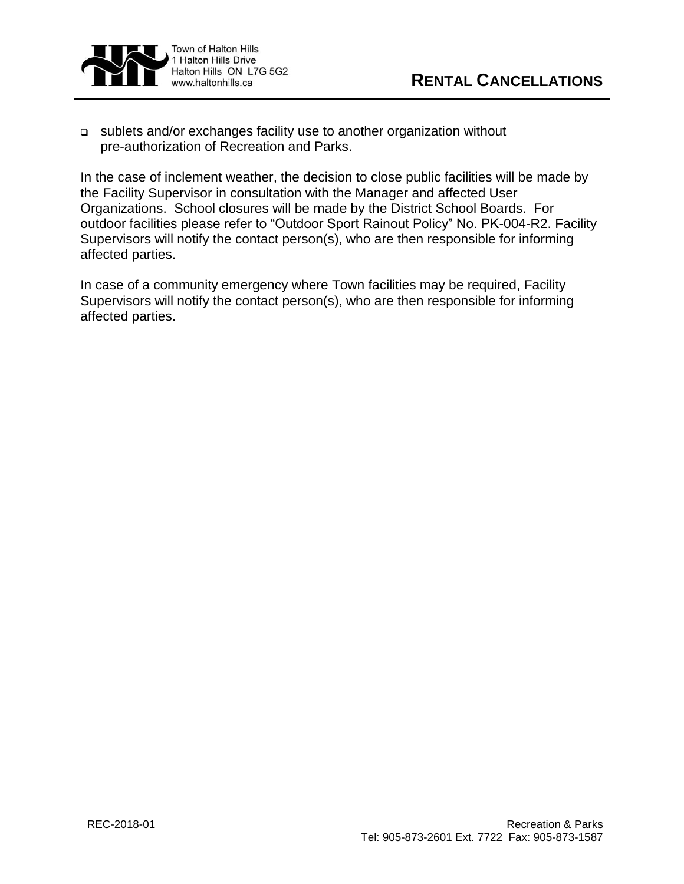- sublets and/or exchanges facility use to another organization without pre-authorization of Recreation and Parks.

In the case of inclement weather, the decision to close public facilities will be made by the Facility Supervisor in consultation with the Manager and affected User Organizations. School closures will be made by the District School Boards. For outdoor facilities please refer to "Outdoor Sport Rainout Policy" No. PK-004-R2. Facility Supervisors will notify the contact person(s), who are then responsible for informing affected parties.

In case of a community emergency where Town facilities may be required, Facility Supervisors will notify the contact person(s), who are then responsible for informing affected parties.